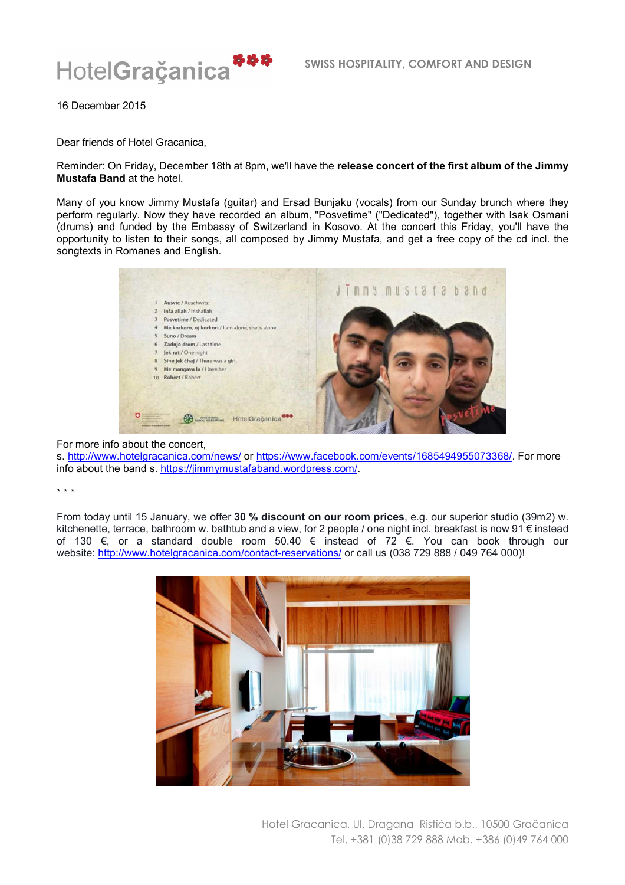HotelGraçanica

SWISS HOSPITALITY, COMFORT AND DESIGN

16 December 2015

Dear friends of Hotel Gracanica,

Reminder: On Friday, December 18th at 8pm, we'll have the **release concert of the first album of the Jimmy Mustafa Band** at the hotel.

Many of you know Jimmy Mustafa (guitar) and Ersad Bunjaku (vocals) from our Sunday brunch where they perform regularly. Now they have recorded an album, "Posvetime" ("Dedicated"), together with Isak Osmani (drums) and funded by the Embassy of Switzerland in Kosovo. At the concert this Friday, you'll have the opportunity to listen to their songs, all composed by Jimmy Mustafa, and get a free copy of the cd incl. the songtexts in Romanes and English.

For more info about the concert,
s. http://www.hotelgracanica.com/news/ or https://www.facebook.com/events/1685494955073368/. For more info about the band s. https://jimmymustafaband.wordpress.com/.

* * *

From today until 15 January, we offer **30 % discount on our room prices**, e.g. our superior studio (39m2) w. kitchenette, terrace, bathroom w. bathtub and a view, for 2 people / one night incl. breakfast is now 91 € instead of 130 €, or a standard double room 50.40 € instead of 72 €. You can book through our website: http://www.hotelgracanica.com/contact-reservations/ or call us (038 729 888 / 049 764 000)!

Hotel Gracanica, Ul. Dragana Ristića b.b., 10500 Gračanica
Tel. +381 (0)38 729 888 Mob. +386 (0)49 764 000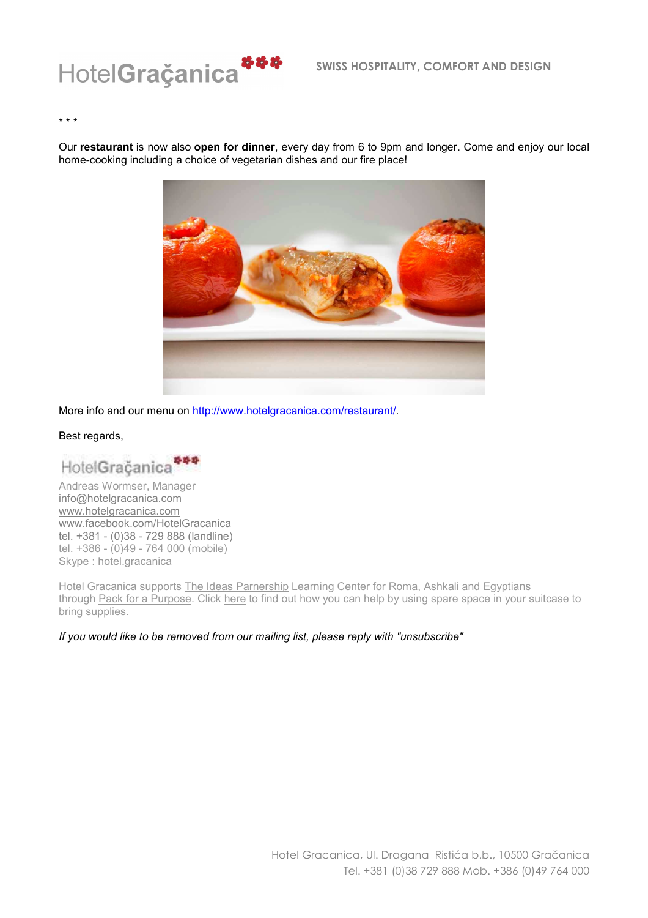HotelGraçanica

SWISS HOSPITALITY, COMFORT AND DESIGN

* * *

Our **restaurant** is now also **open for dinner**, every day from 6 to 9pm and longer. Come and enjoy our local home-cooking including a choice of vegetarian dishes and our fire place!

More info and our menu on http://www.hotelgracanica.com/restaurant/.

Best regards,

HotelGraçanica

Andreas Wormser, Manager
info@hotelgracanica.com
www.hotelgracanica.com
www.facebook.com/HotelGracanica
tel. +381 - (0)38 - 729 888 (landline)
tel. +386 - (0)49 - 764 000 (mobile)
Skype : hotel.gracanica

Hotel Gracanica supports The Ideas Parnership Learning Center for Roma, Ashkali and Egyptians through Pack for a Purpose. Click here to find out how you can help by using spare space in your suitcase to bring supplies.

*If you would like to be removed from our mailing list, please reply with "unsubscribe"*

Hotel Gracanica, Ul. Dragana Ristića b.b., 10500 Gračanica
Tel. +381 (0)38 729 888 Mob. +386 (0)49 764 000